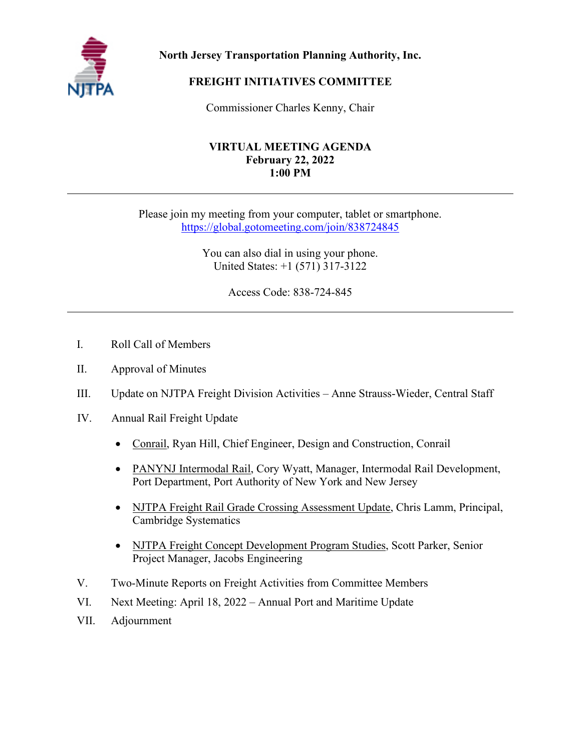**North Jersey Transportation Planning Authority, Inc.**

# FREIGHT INITIATIVES COMMITTEE

Commissioner Charles Kenny, Chair

## VIRTUAL MEETING AGENDA
**February 22, 2022**
**1:00 PM**

---

Please join my meeting from your computer, tablet or smartphone.
https://global.gotomeeting.com/join/838724845

You can also dial in using your phone.
United States: +1 (571) 317-3122

Access Code: 838-724-845

---

I. Roll Call of Members

II. Approval of Minutes

III. Update on NJTPA Freight Division Activities – Anne Strauss-Wieder, Central Staff

IV. Annual Rail Freight Update

- Conrail, Ryan Hill, Chief Engineer, Design and Construction, Conrail
- PANYNJ Intermodal Rail, Cory Wyatt, Manager, Intermodal Rail Development, Port Department, Port Authority of New York and New Jersey
- NJTPA Freight Rail Grade Crossing Assessment Update, Chris Lamm, Principal, Cambridge Systematics
- NJTPA Freight Concept Development Program Studies, Scott Parker, Senior Project Manager, Jacobs Engineering

V. Two-Minute Reports on Freight Activities from Committee Members

VI. Next Meeting: April 18, 2022 – Annual Port and Maritime Update

VII. Adjournment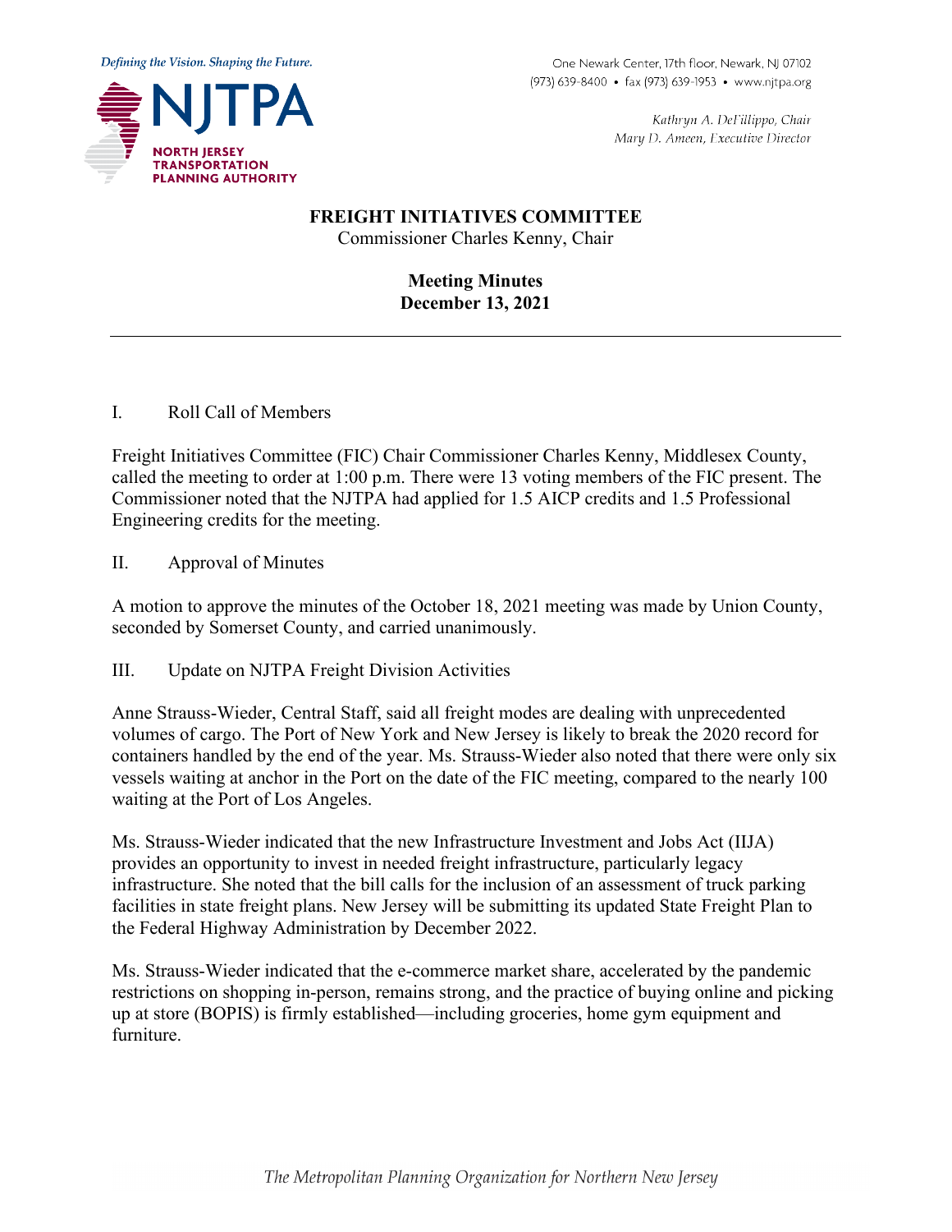Defining the Vision. Shaping the Future.

**NJTPA**
**NORTH JERSEY TRANSPORTATION PLANNING AUTHORITY**

One Newark Center, 17th floor, Newark, NJ 07102
(973) 639-8400 • fax (973) 639-1953 • www.njtpa.org

*Kathryn A. DeFillippo, Chair*
*Mary D. Ameen, Executive Director*

**FREIGHT INITIATIVES COMMITTEE**
Commissioner Charles Kenny, Chair

**Meeting Minutes**
**December 13, 2021**

---

I. Roll Call of Members

Freight Initiatives Committee (FIC) Chair Commissioner Charles Kenny, Middlesex County, called the meeting to order at 1:00 p.m. There were 13 voting members of the FIC present. The Commissioner noted that the NJTPA had applied for 1.5 AICP credits and 1.5 Professional Engineering credits for the meeting.

II. Approval of Minutes

A motion to approve the minutes of the October 18, 2021 meeting was made by Union County, seconded by Somerset County, and carried unanimously.

III. Update on NJTPA Freight Division Activities

Anne Strauss-Wieder, Central Staff, said all freight modes are dealing with unprecedented volumes of cargo. The Port of New York and New Jersey is likely to break the 2020 record for containers handled by the end of the year. Ms. Strauss-Wieder also noted that there were only six vessels waiting at anchor in the Port on the date of the FIC meeting, compared to the nearly 100 waiting at the Port of Los Angeles.

Ms. Strauss-Wieder indicated that the new Infrastructure Investment and Jobs Act (IIJA) provides an opportunity to invest in needed freight infrastructure, particularly legacy infrastructure. She noted that the bill calls for the inclusion of an assessment of truck parking facilities in state freight plans. New Jersey will be submitting its updated State Freight Plan to the Federal Highway Administration by December 2022.

Ms. Strauss-Wieder indicated that the e-commerce market share, accelerated by the pandemic restrictions on shopping in-person, remains strong, and the practice of buying online and picking up at store (BOPIS) is firmly established—including groceries, home gym equipment and furniture.

*The Metropolitan Planning Organization for Northern New Jersey*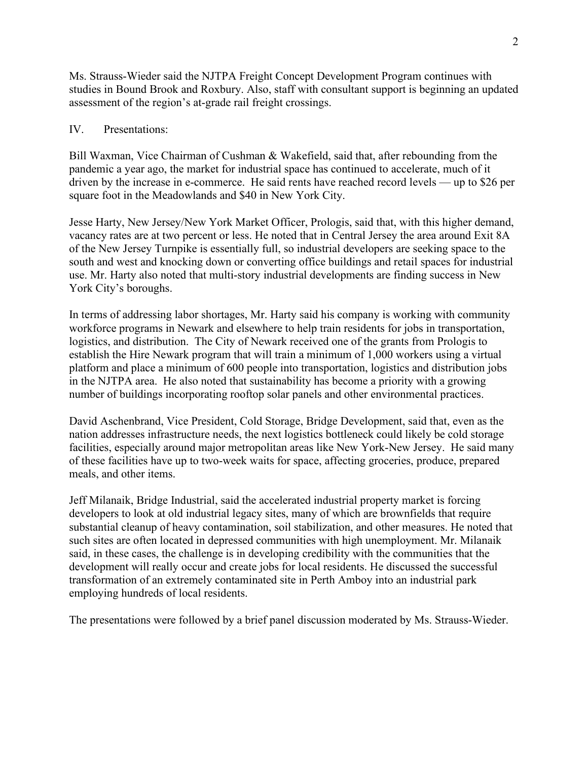Ms. Strauss-Wieder said the NJTPA Freight Concept Development Program continues with studies in Bound Brook and Roxbury. Also, staff with consultant support is beginning an updated assessment of the region's at-grade rail freight crossings.

IV. Presentations:

Bill Waxman, Vice Chairman of Cushman & Wakefield, said that, after rebounding from the pandemic a year ago, the market for industrial space has continued to accelerate, much of it driven by the increase in e-commerce. He said rents have reached record levels — up to $26 per square foot in the Meadowlands and $40 in New York City.

Jesse Harty, New Jersey/New York Market Officer, Prologis, said that, with this higher demand, vacancy rates are at two percent or less. He noted that in Central Jersey the area around Exit 8A of the New Jersey Turnpike is essentially full, so industrial developers are seeking space to the south and west and knocking down or converting office buildings and retail spaces for industrial use. Mr. Harty also noted that multi-story industrial developments are finding success in New York City's boroughs.

In terms of addressing labor shortages, Mr. Harty said his company is working with community workforce programs in Newark and elsewhere to help train residents for jobs in transportation, logistics, and distribution. The City of Newark received one of the grants from Prologis to establish the Hire Newark program that will train a minimum of 1,000 workers using a virtual platform and place a minimum of 600 people into transportation, logistics and distribution jobs in the NJTPA area. He also noted that sustainability has become a priority with a growing number of buildings incorporating rooftop solar panels and other environmental practices.

David Aschenbrand, Vice President, Cold Storage, Bridge Development, said that, even as the nation addresses infrastructure needs, the next logistics bottleneck could likely be cold storage facilities, especially around major metropolitan areas like New York-New Jersey. He said many of these facilities have up to two-week waits for space, affecting groceries, produce, prepared meals, and other items.

Jeff Milanaik, Bridge Industrial, said the accelerated industrial property market is forcing developers to look at old industrial legacy sites, many of which are brownfields that require substantial cleanup of heavy contamination, soil stabilization, and other measures. He noted that such sites are often located in depressed communities with high unemployment. Mr. Milanaik said, in these cases, the challenge is in developing credibility with the communities that the development will really occur and create jobs for local residents. He discussed the successful transformation of an extremely contaminated site in Perth Amboy into an industrial park employing hundreds of local residents.

The presentations were followed by a brief panel discussion moderated by Ms. Strauss-Wieder.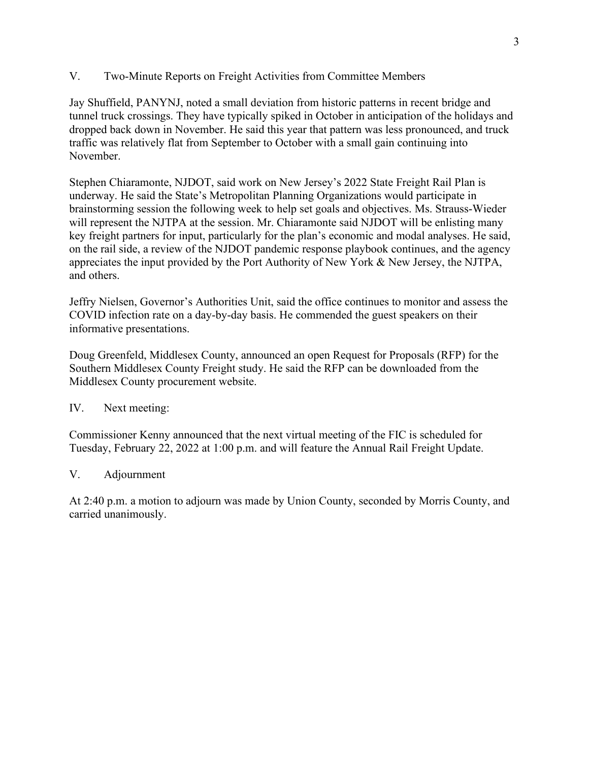## V. Two-Minute Reports on Freight Activities from Committee Members

Jay Shuffield, PANYNJ, noted a small deviation from historic patterns in recent bridge and tunnel truck crossings. They have typically spiked in October in anticipation of the holidays and dropped back down in November. He said this year that pattern was less pronounced, and truck traffic was relatively flat from September to October with a small gain continuing into November.

Stephen Chiaramonte, NJDOT, said work on New Jersey's 2022 State Freight Rail Plan is underway. He said the State's Metropolitan Planning Organizations would participate in brainstorming session the following week to help set goals and objectives. Ms. Strauss-Wieder will represent the NJTPA at the session. Mr. Chiaramonte said NJDOT will be enlisting many key freight partners for input, particularly for the plan's economic and modal analyses. He said, on the rail side, a review of the NJDOT pandemic response playbook continues, and the agency appreciates the input provided by the Port Authority of New York & New Jersey, the NJTPA, and others.

Jeffry Nielsen, Governor's Authorities Unit, said the office continues to monitor and assess the COVID infection rate on a day-by-day basis. He commended the guest speakers on their informative presentations.

Doug Greenfeld, Middlesex County, announced an open Request for Proposals (RFP) for the Southern Middlesex County Freight study. He said the RFP can be downloaded from the Middlesex County procurement website.

## IV. Next meeting:

Commissioner Kenny announced that the next virtual meeting of the FIC is scheduled for Tuesday, February 22, 2022 at 1:00 p.m. and will feature the Annual Rail Freight Update.

## V. Adjournment

At 2:40 p.m. a motion to adjourn was made by Union County, seconded by Morris County, and carried unanimously.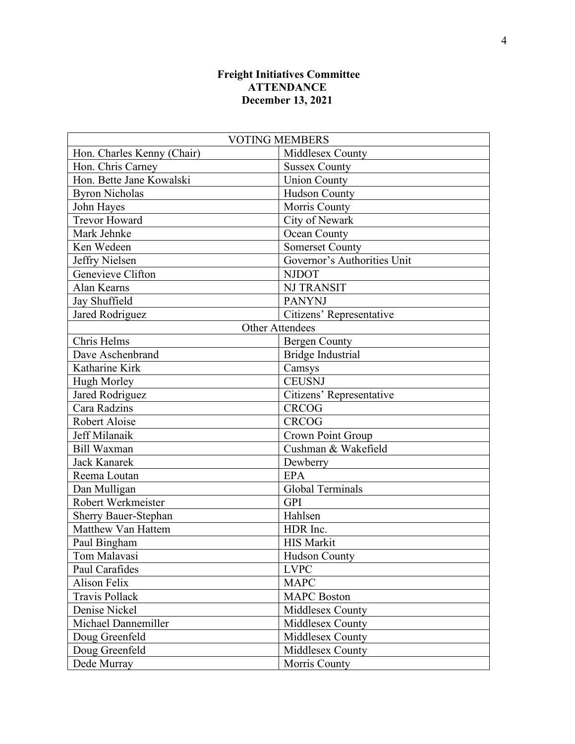**Freight Initiatives Committee**
**ATTENDANCE**
**December 13, 2021**

| VOTING MEMBERS | |
|---|---|
| Hon. Charles Kenny (Chair) | Middlesex County |
| Hon. Chris Carney | Sussex County |
| Hon. Bette Jane Kowalski | Union County |
| Byron Nicholas | Hudson County |
| John Hayes | Morris County |
| Trevor Howard | City of Newark |
| Mark Jehnke | Ocean County |
| Ken Wedeen | Somerset County |
| Jeffry Nielsen | Governor's Authorities Unit |
| Genevieve Clifton | NJDOT |
| Alan Kearns | NJ TRANSIT |
| Jay Shuffield | PANYNJ |
| Jared Rodriguez | Citizens' Representative |
| Other Attendees | |
| Chris Helms | Bergen County |
| Dave Aschenbrand | Bridge Industrial |
| Katharine Kirk | Camsys |
| Hugh Morley | CEUSNJ |
| Jared Rodriguez | Citizens' Representative |
| Cara Radzins | CRCOG |
| Robert Aloise | CRCOG |
| Jeff Milanaik | Crown Point Group |
| Bill Waxman | Cushman & Wakefield |
| Jack Kanarek | Dewberry |
| Reema Loutan | EPA |
| Dan Mulligan | Global Terminals |
| Robert Werkmeister | GPI |
| Sherry Bauer-Stephan | Hahlsen |
| Matthew Van Hattem | HDR Inc. |
| Paul Bingham | HIS Markit |
| Tom Malavasi | Hudson County |
| Paul Carafides | LVPC |
| Alison Felix | MAPC |
| Travis Pollack | MAPC Boston |
| Denise Nickel | Middlesex County |
| Michael Dannemiller | Middlesex County |
| Doug Greenfeld | Middlesex County |
| Doug Greenfeld | Middlesex County |
| Dede Murray | Morris County |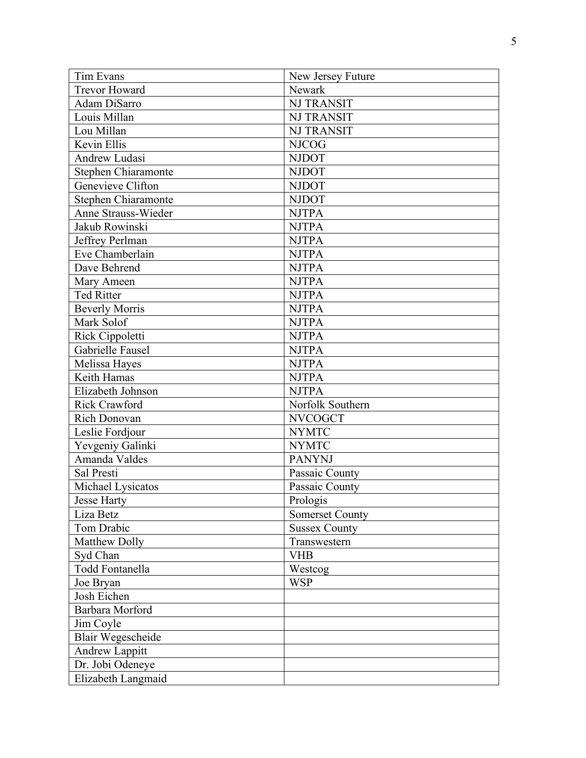| Tim Evans | New Jersey Future |
|---|---|
| Trevor Howard | Newark |
| Adam DiSarro | NJ TRANSIT |
| Louis Millan | NJ TRANSIT |
| Lou Millan | NJ TRANSIT |
| Kevin Ellis | NJCOG |
| Andrew Ludasi | NJDOT |
| Stephen Chiaramonte | NJDOT |
| Genevieve Clifton | NJDOT |
| Stephen Chiaramonte | NJDOT |
| Anne Strauss-Wieder | NJTPA |
| Jakub Rowinski | NJTPA |
| Jeffrey Perlman | NJTPA |
| Eve Chamberlain | NJTPA |
| Dave Behrend | NJTPA |
| Mary Ameen | NJTPA |
| Ted Ritter | NJTPA |
| Beverly Morris | NJTPA |
| Mark Solof | NJTPA |
| Rick Cippoletti | NJTPA |
| Gabrielle Fausel | NJTPA |
| Melissa Hayes | NJTPA |
| Keith Hamas | NJTPA |
| Elizabeth Johnson | NJTPA |
| Rick Crawford | Norfolk Southern |
| Rich Donovan | NVCOGCT |
| Leslie Fordjour | NYMTC |
| Yevgeniy Galinki | NYMTC |
| Amanda Valdes | PANYNJ |
| Sal Presti | Passaic County |
| Michael Lysicatos | Passaic County |
| Jesse Harty | Prologis |
| Liza Betz | Somerset County |
| Tom Drabic | Sussex County |
| Matthew Dolly | Transwestern |
| Syd Chan | VHB |
| Todd Fontanella | Westcog |
| Joe Bryan | WSP |
| Josh Eichen | |
| Barbara Morford | |
| Jim Coyle | |
| Blair Wegescheide | |
| Andrew Lappitt | |
| Dr. Jobi Odeneye | |
| Elizabeth Langmaid | |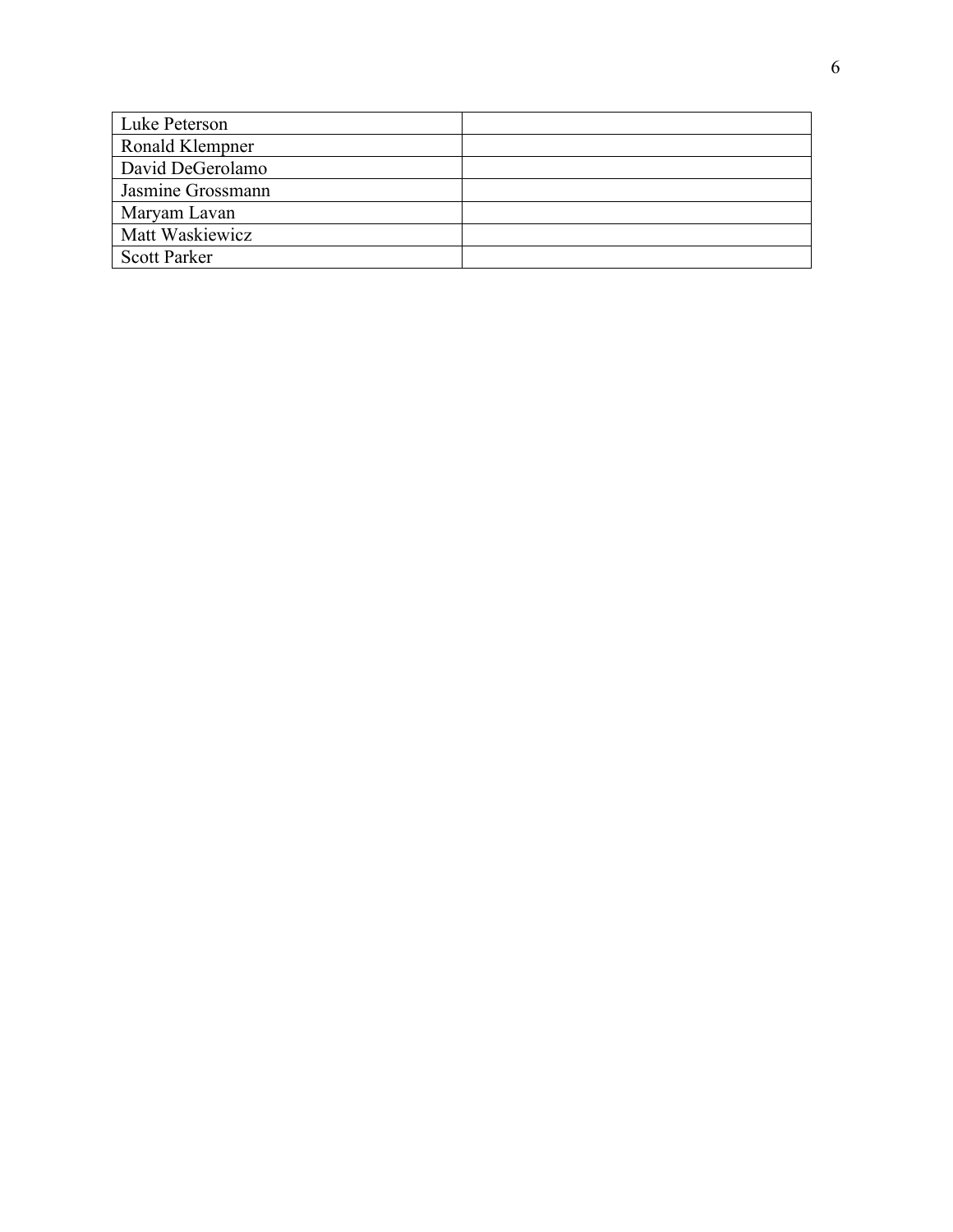| | |
|---|---|
| Luke Peterson | |
| Ronald Klempner | |
| David DeGerolamo | |
| Jasmine Grossmann | |
| Maryam Lavan | |
| Matt Waskiewicz | |
| Scott Parker | |